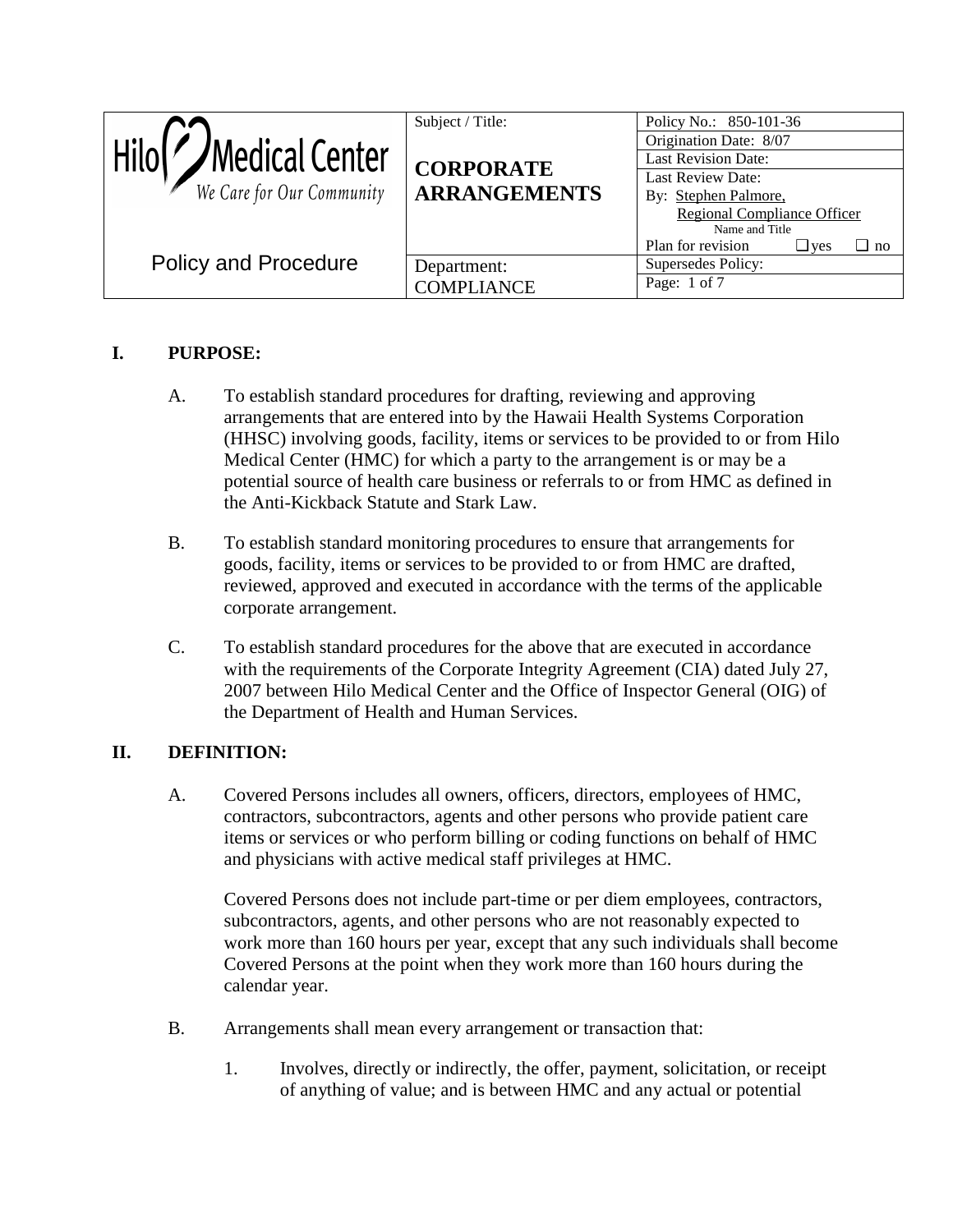| Hilo Medical Center — *We Care for Our Community* | Subject / Title: **CORPORATE ARRANGEMENTS** | Policy No.: 850-101-36 |
|---|---|---|
| | | Origination Date: 8/07 |
| | | Last Revision Date: |
| | | Last Review Date: |
| | | By: Stephen Palmore, Regional Compliance Officer (Name and Title) |
| | | Plan for revision ☐ yes ☐ no |
| Policy and Procedure | Department: COMPLIANCE | Supersedes Policy: |

## I. PURPOSE:

A. To establish standard procedures for drafting, reviewing and approving arrangements that are entered into by the Hawaii Health Systems Corporation (HHSC) involving goods, facility, items or services to be provided to or from Hilo Medical Center (HMC) for which a party to the arrangement is or may be a potential source of health care business or referrals to or from HMC as defined in the Anti-Kickback Statute and Stark Law.

B. To establish standard monitoring procedures to ensure that arrangements for goods, facility, items or services to be provided to or from HMC are drafted, reviewed, approved and executed in accordance with the terms of the applicable corporate arrangement.

C. To establish standard procedures for the above that are executed in accordance with the requirements of the Corporate Integrity Agreement (CIA) dated July 27, 2007 between Hilo Medical Center and the Office of Inspector General (OIG) of the Department of Health and Human Services.

## II. DEFINITION:

A. Covered Persons includes all owners, officers, directors, employees of HMC, contractors, subcontractors, agents and other persons who provide patient care items or services or who perform billing or coding functions on behalf of HMC and physicians with active medical staff privileges at HMC.

Covered Persons does not include part-time or per diem employees, contractors, subcontractors, agents, and other persons who are not reasonably expected to work more than 160 hours per year, except that any such individuals shall become Covered Persons at the point when they work more than 160 hours during the calendar year.

B. Arrangements shall mean every arrangement or transaction that:

1. Involves, directly or indirectly, the offer, payment, solicitation, or receipt of anything of value; and is between HMC and any actual or potential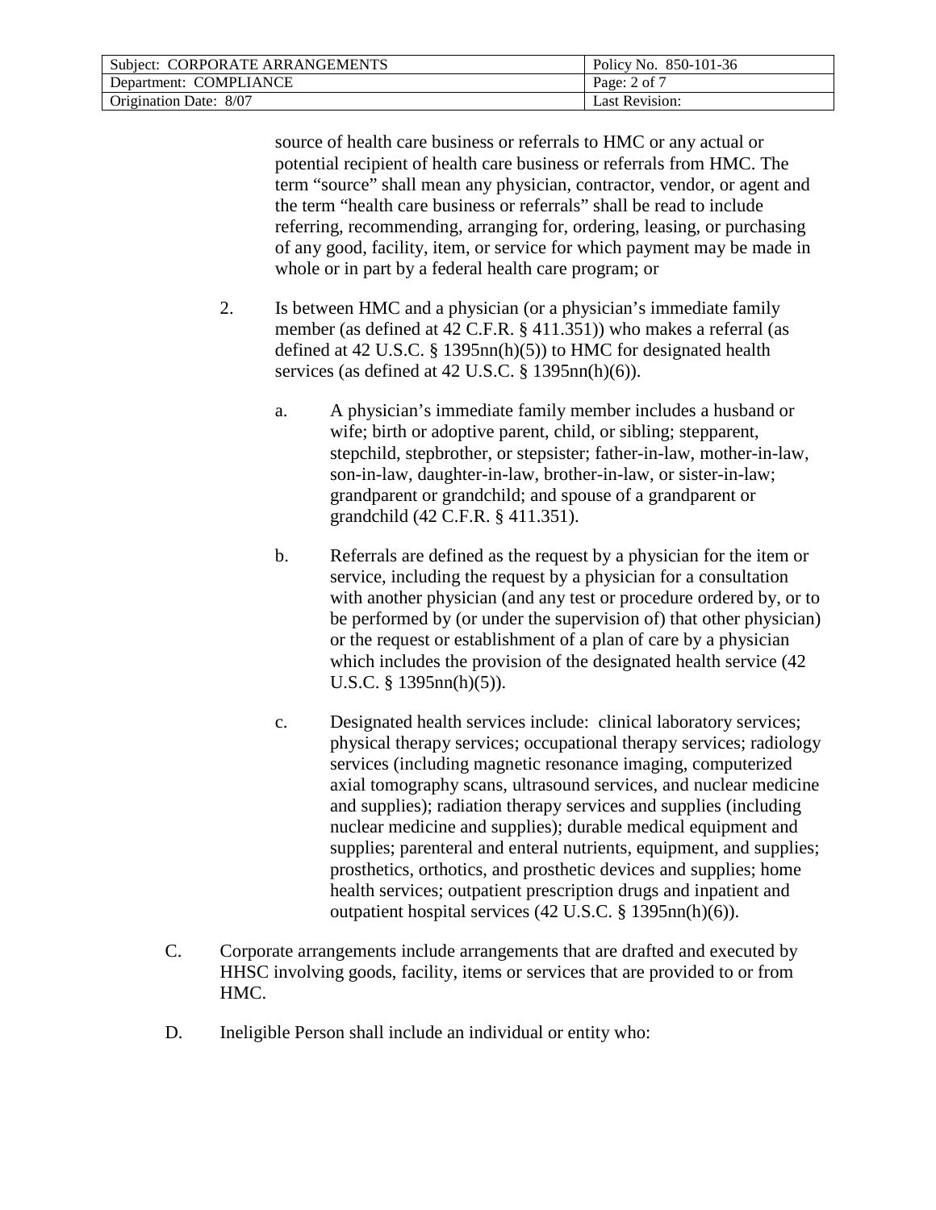source of health care business or referrals to HMC or any actual or potential recipient of health care business or referrals from HMC. The term "source" shall mean any physician, contractor, vendor, or agent and the term "health care business or referrals" shall be read to include referring, recommending, arranging for, ordering, leasing, or purchasing of any good, facility, item, or service for which payment may be made in whole or in part by a federal health care program; or

2. Is between HMC and a physician (or a physician's immediate family member (as defined at 42 C.F.R. § 411.351)) who makes a referral (as defined at 42 U.S.C. § 1395nn(h)(5)) to HMC for designated health services (as defined at 42 U.S.C. § 1395nn(h)(6)).

   a. A physician's immediate family member includes a husband or wife; birth or adoptive parent, child, or sibling; stepparent, stepchild, stepbrother, or stepsister; father-in-law, mother-in-law, son-in-law, daughter-in-law, brother-in-law, or sister-in-law; grandparent or grandchild; and spouse of a grandparent or grandchild (42 C.F.R. § 411.351).

   b. Referrals are defined as the request by a physician for the item or service, including the request by a physician for a consultation with another physician (and any test or procedure ordered by, or to be performed by (or under the supervision of) that other physician) or the request or establishment of a plan of care by a physician which includes the provision of the designated health service (42 U.S.C. § 1395nn(h)(5)).

   c. Designated health services include: clinical laboratory services; physical therapy services; occupational therapy services; radiology services (including magnetic resonance imaging, computerized axial tomography scans, ultrasound services, and nuclear medicine and supplies); radiation therapy services and supplies (including nuclear medicine and supplies); durable medical equipment and supplies; parenteral and enteral nutrients, equipment, and supplies; prosthetics, orthotics, and prosthetic devices and supplies; home health services; outpatient prescription drugs and inpatient and outpatient hospital services (42 U.S.C. § 1395nn(h)(6)).

C. Corporate arrangements include arrangements that are drafted and executed by HHSC involving goods, facility, items or services that are provided to or from HMC.

D. Ineligible Person shall include an individual or entity who: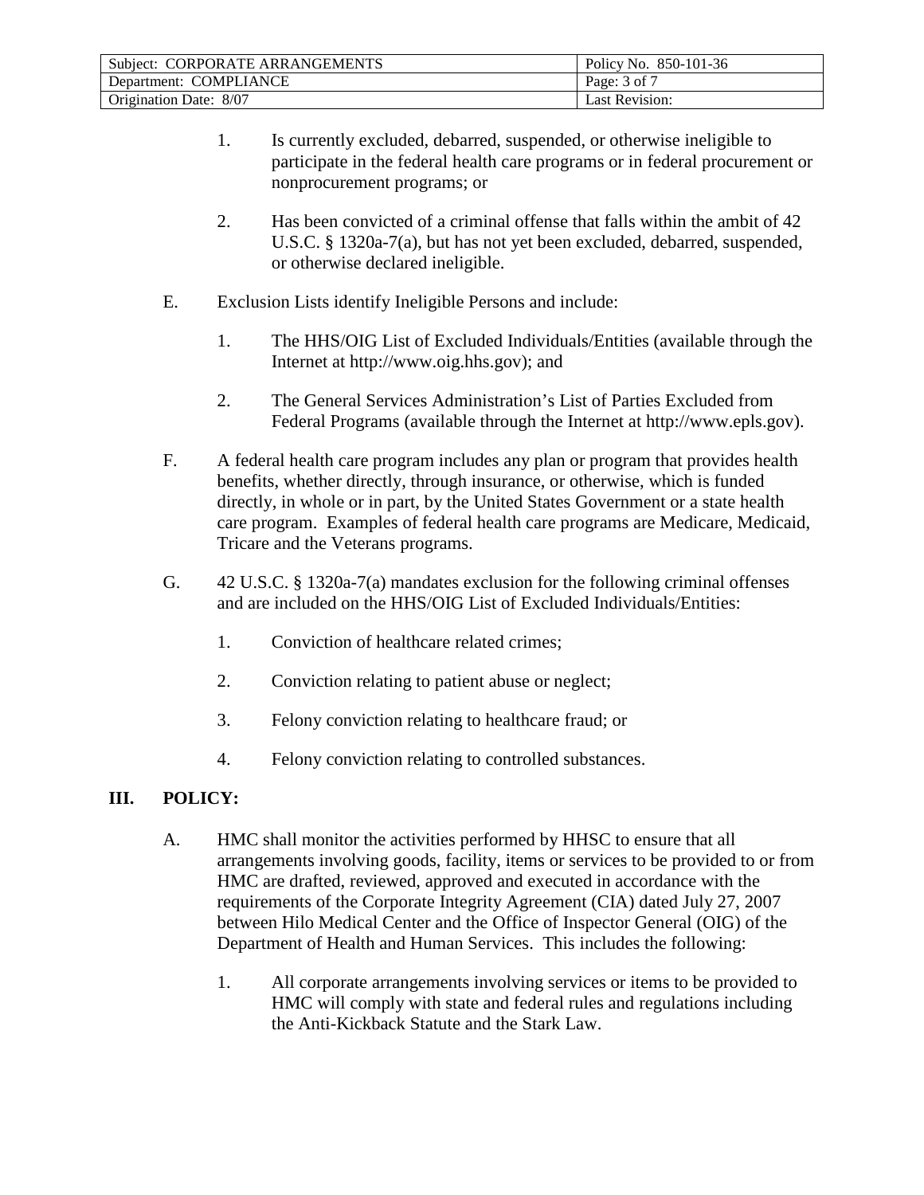1. Is currently excluded, debarred, suspended, or otherwise ineligible to participate in the federal health care programs or in federal procurement or nonprocurement programs; or

2. Has been convicted of a criminal offense that falls within the ambit of 42 U.S.C. § 1320a-7(a), but has not yet been excluded, debarred, suspended, or otherwise declared ineligible.

E. Exclusion Lists identify Ineligible Persons and include:

   1. The HHS/OIG List of Excluded Individuals/Entities (available through the Internet at http://www.oig.hhs.gov); and

   2. The General Services Administration's List of Parties Excluded from Federal Programs (available through the Internet at http://www.epls.gov).

F. A federal health care program includes any plan or program that provides health benefits, whether directly, through insurance, or otherwise, which is funded directly, in whole or in part, by the United States Government or a state health care program. Examples of federal health care programs are Medicare, Medicaid, Tricare and the Veterans programs.

G. 42 U.S.C. § 1320a-7(a) mandates exclusion for the following criminal offenses and are included on the HHS/OIG List of Excluded Individuals/Entities:

   1. Conviction of healthcare related crimes;

   2. Conviction relating to patient abuse or neglect;

   3. Felony conviction relating to healthcare fraud; or

   4. Felony conviction relating to controlled substances.

## III. POLICY:

A. HMC shall monitor the activities performed by HHSC to ensure that all arrangements involving goods, facility, items or services to be provided to or from HMC are drafted, reviewed, approved and executed in accordance with the requirements of the Corporate Integrity Agreement (CIA) dated July 27, 2007 between Hilo Medical Center and the Office of Inspector General (OIG) of the Department of Health and Human Services. This includes the following:

   1. All corporate arrangements involving services or items to be provided to HMC will comply with state and federal rules and regulations including the Anti-Kickback Statute and the Stark Law.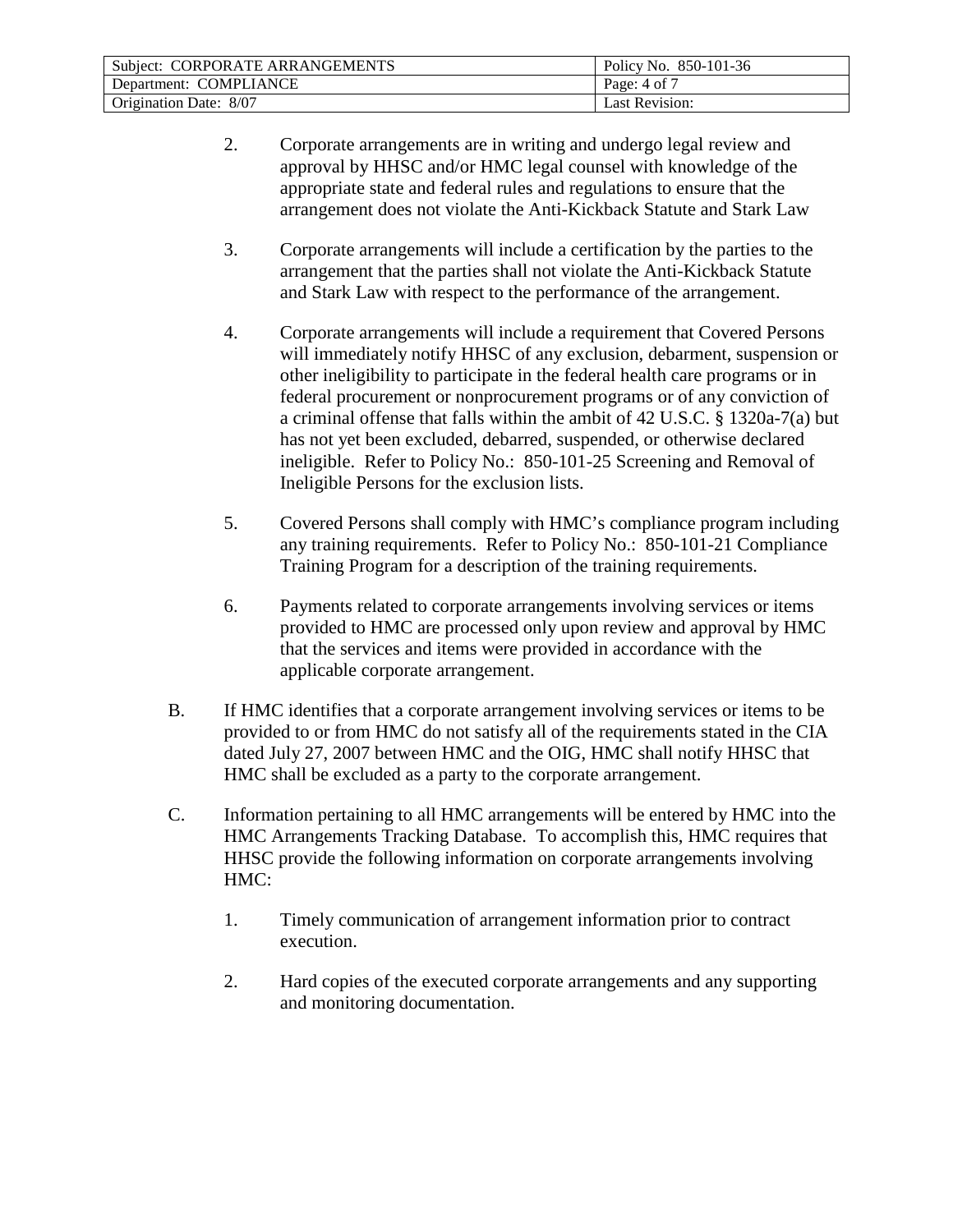2. Corporate arrangements are in writing and undergo legal review and approval by HHSC and/or HMC legal counsel with knowledge of the appropriate state and federal rules and regulations to ensure that the arrangement does not violate the Anti-Kickback Statute and Stark Law

3. Corporate arrangements will include a certification by the parties to the arrangement that the parties shall not violate the Anti-Kickback Statute and Stark Law with respect to the performance of the arrangement.

4. Corporate arrangements will include a requirement that Covered Persons will immediately notify HHSC of any exclusion, debarment, suspension or other ineligibility to participate in the federal health care programs or in federal procurement or nonprocurement programs or of any conviction of a criminal offense that falls within the ambit of 42 U.S.C. § 1320a-7(a) but has not yet been excluded, debarred, suspended, or otherwise declared ineligible. Refer to Policy No.: 850-101-25 Screening and Removal of Ineligible Persons for the exclusion lists.

5. Covered Persons shall comply with HMC's compliance program including any training requirements. Refer to Policy No.: 850-101-21 Compliance Training Program for a description of the training requirements.

6. Payments related to corporate arrangements involving services or items provided to HMC are processed only upon review and approval by HMC that the services and items were provided in accordance with the applicable corporate arrangement.

B. If HMC identifies that a corporate arrangement involving services or items to be provided to or from HMC do not satisfy all of the requirements stated in the CIA dated July 27, 2007 between HMC and the OIG, HMC shall notify HHSC that HMC shall be excluded as a party to the corporate arrangement.

C. Information pertaining to all HMC arrangements will be entered by HMC into the HMC Arrangements Tracking Database. To accomplish this, HMC requires that HHSC provide the following information on corporate arrangements involving HMC:

1. Timely communication of arrangement information prior to contract execution.

2. Hard copies of the executed corporate arrangements and any supporting and monitoring documentation.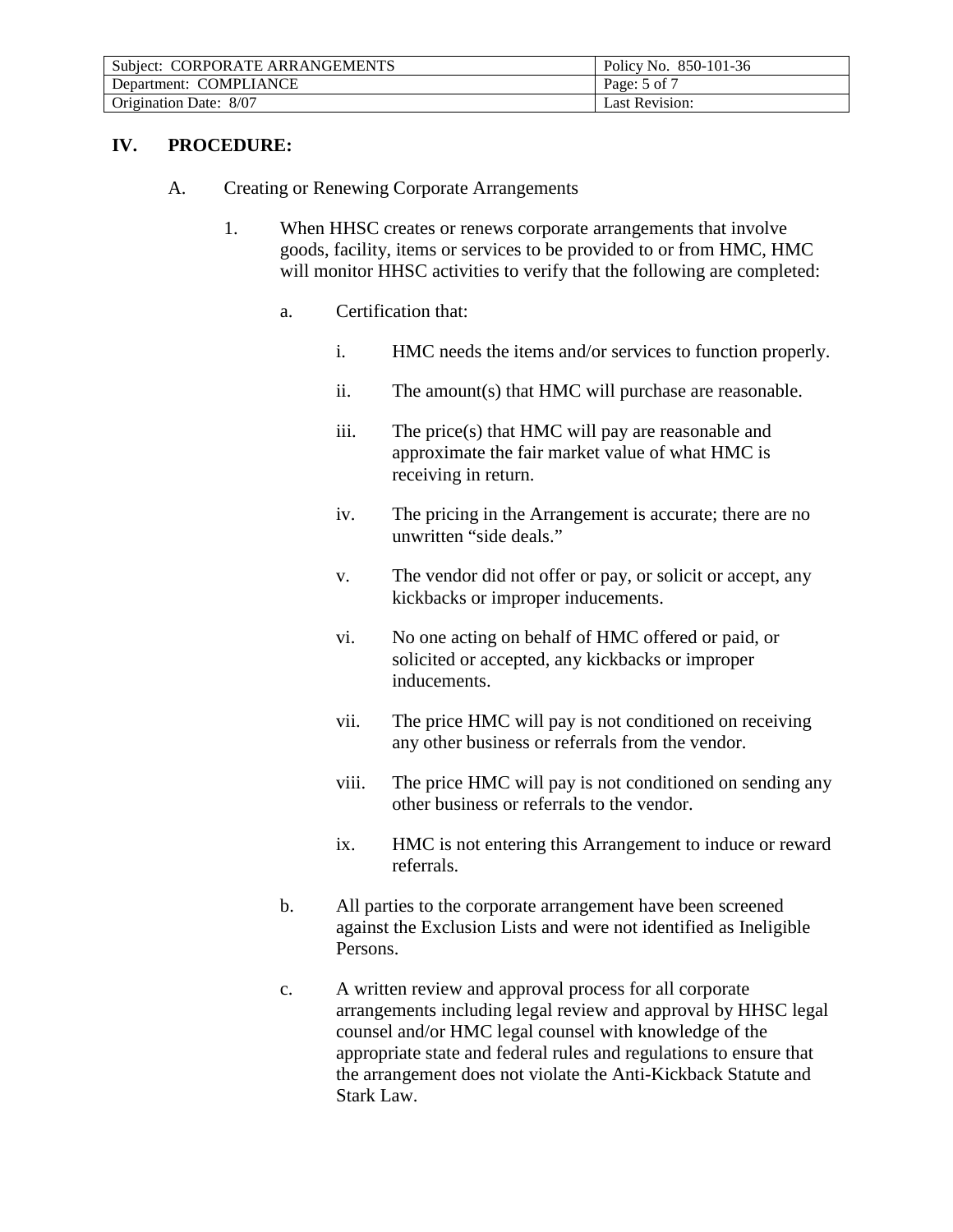## IV. PROCEDURE:

A. Creating or Renewing Corporate Arrangements

1. When HHSC creates or renews corporate arrangements that involve goods, facility, items or services to be provided to or from HMC, HMC will monitor HHSC activities to verify that the following are completed:

   a. Certification that:

      i. HMC needs the items and/or services to function properly.

      ii. The amount(s) that HMC will purchase are reasonable.

      iii. The price(s) that HMC will pay are reasonable and approximate the fair market value of what HMC is receiving in return.

      iv. The pricing in the Arrangement is accurate; there are no unwritten "side deals."

      v. The vendor did not offer or pay, or solicit or accept, any kickbacks or improper inducements.

      vi. No one acting on behalf of HMC offered or paid, or solicited or accepted, any kickbacks or improper inducements.

      vii. The price HMC will pay is not conditioned on receiving any other business or referrals from the vendor.

      viii. The price HMC will pay is not conditioned on sending any other business or referrals to the vendor.

      ix. HMC is not entering this Arrangement to induce or reward referrals.

   b. All parties to the corporate arrangement have been screened against the Exclusion Lists and were not identified as Ineligible Persons.

   c. A written review and approval process for all corporate arrangements including legal review and approval by HHSC legal counsel and/or HMC legal counsel with knowledge of the appropriate state and federal rules and regulations to ensure that the arrangement does not violate the Anti-Kickback Statute and Stark Law.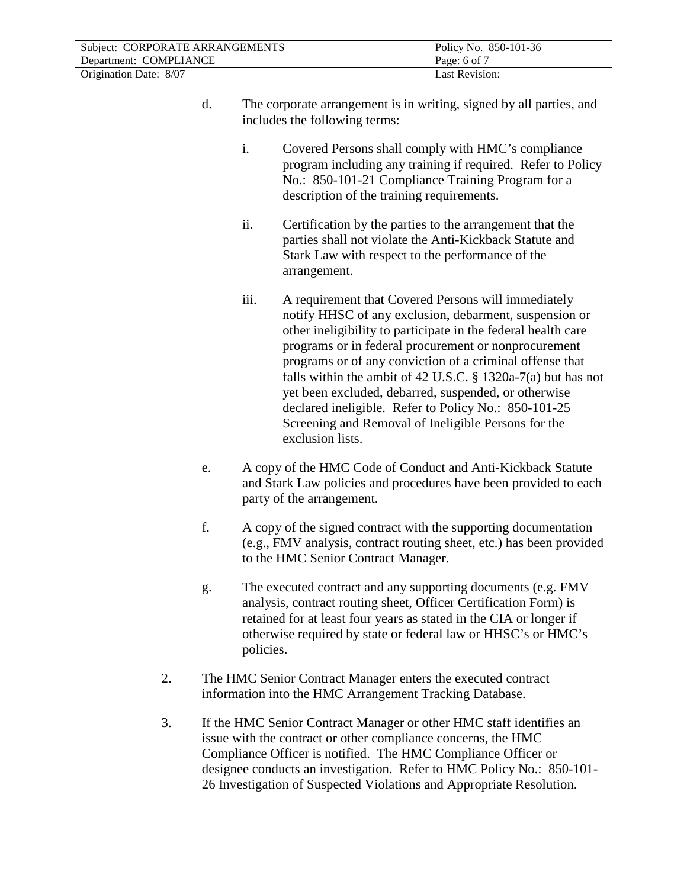d. The corporate arrangement is in writing, signed by all parties, and includes the following terms:

   i. Covered Persons shall comply with HMC's compliance program including any training if required. Refer to Policy No.: 850-101-21 Compliance Training Program for a description of the training requirements.

   ii. Certification by the parties to the arrangement that the parties shall not violate the Anti-Kickback Statute and Stark Law with respect to the performance of the arrangement.

   iii. A requirement that Covered Persons will immediately notify HHSC of any exclusion, debarment, suspension or other ineligibility to participate in the federal health care programs or in federal procurement or nonprocurement programs or of any conviction of a criminal offense that falls within the ambit of 42 U.S.C. § 1320a-7(a) but has not yet been excluded, debarred, suspended, or otherwise declared ineligible. Refer to Policy No.: 850-101-25 Screening and Removal of Ineligible Persons for the exclusion lists.

e. A copy of the HMC Code of Conduct and Anti-Kickback Statute and Stark Law policies and procedures have been provided to each party of the arrangement.

f. A copy of the signed contract with the supporting documentation (e.g., FMV analysis, contract routing sheet, etc.) has been provided to the HMC Senior Contract Manager.

g. The executed contract and any supporting documents (e.g. FMV analysis, contract routing sheet, Officer Certification Form) is retained for at least four years as stated in the CIA or longer if otherwise required by state or federal law or HHSC's or HMC's policies.

2. The HMC Senior Contract Manager enters the executed contract information into the HMC Arrangement Tracking Database.

3. If the HMC Senior Contract Manager or other HMC staff identifies an issue with the contract or other compliance concerns, the HMC Compliance Officer is notified. The HMC Compliance Officer or designee conducts an investigation. Refer to HMC Policy No.: 850-101-26 Investigation of Suspected Violations and Appropriate Resolution.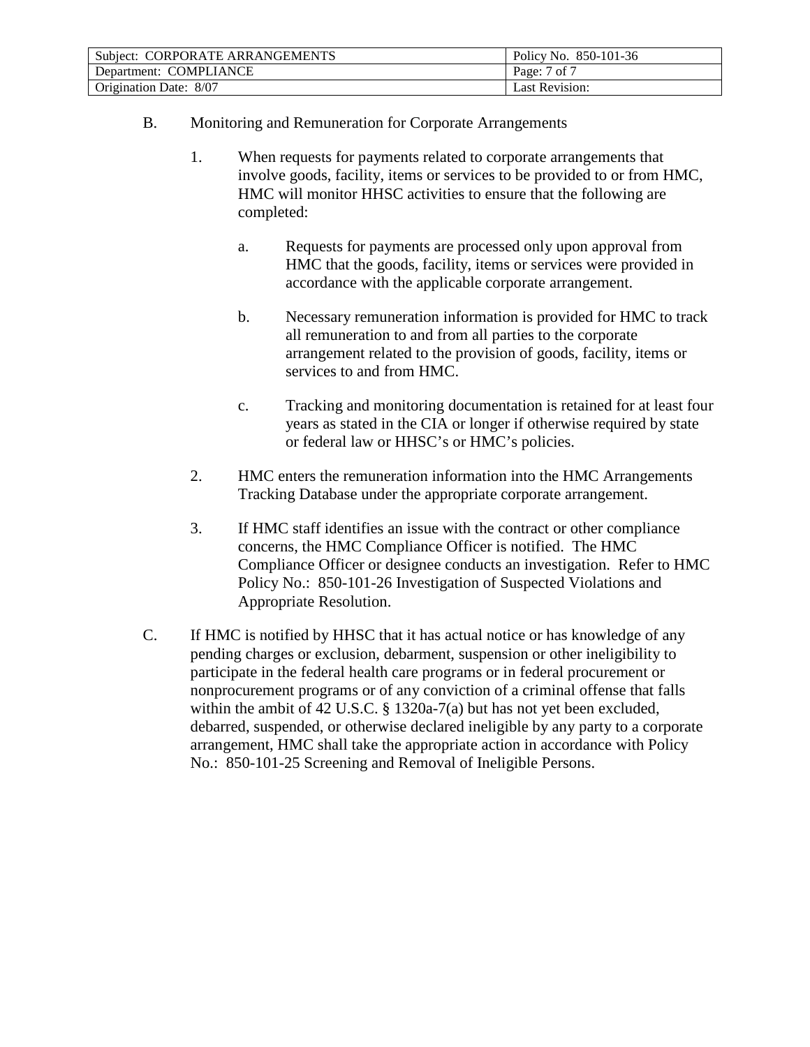B. Monitoring and Remuneration for Corporate Arrangements

1. When requests for payments related to corporate arrangements that involve goods, facility, items or services to be provided to or from HMC, HMC will monitor HHSC activities to ensure that the following are completed:

   a. Requests for payments are processed only upon approval from HMC that the goods, facility, items or services were provided in accordance with the applicable corporate arrangement.

   b. Necessary remuneration information is provided for HMC to track all remuneration to and from all parties to the corporate arrangement related to the provision of goods, facility, items or services to and from HMC.

   c. Tracking and monitoring documentation is retained for at least four years as stated in the CIA or longer if otherwise required by state or federal law or HHSC's or HMC's policies.

2. HMC enters the remuneration information into the HMC Arrangements Tracking Database under the appropriate corporate arrangement.

3. If HMC staff identifies an issue with the contract or other compliance concerns, the HMC Compliance Officer is notified. The HMC Compliance Officer or designee conducts an investigation. Refer to HMC Policy No.: 850-101-26 Investigation of Suspected Violations and Appropriate Resolution.

C. If HMC is notified by HHSC that it has actual notice or has knowledge of any pending charges or exclusion, debarment, suspension or other ineligibility to participate in the federal health care programs or in federal procurement or nonprocurement programs or of any conviction of a criminal offense that falls within the ambit of 42 U.S.C. § 1320a-7(a) but has not yet been excluded, debarred, suspended, or otherwise declared ineligible by any party to a corporate arrangement, HMC shall take the appropriate action in accordance with Policy No.: 850-101-25 Screening and Removal of Ineligible Persons.